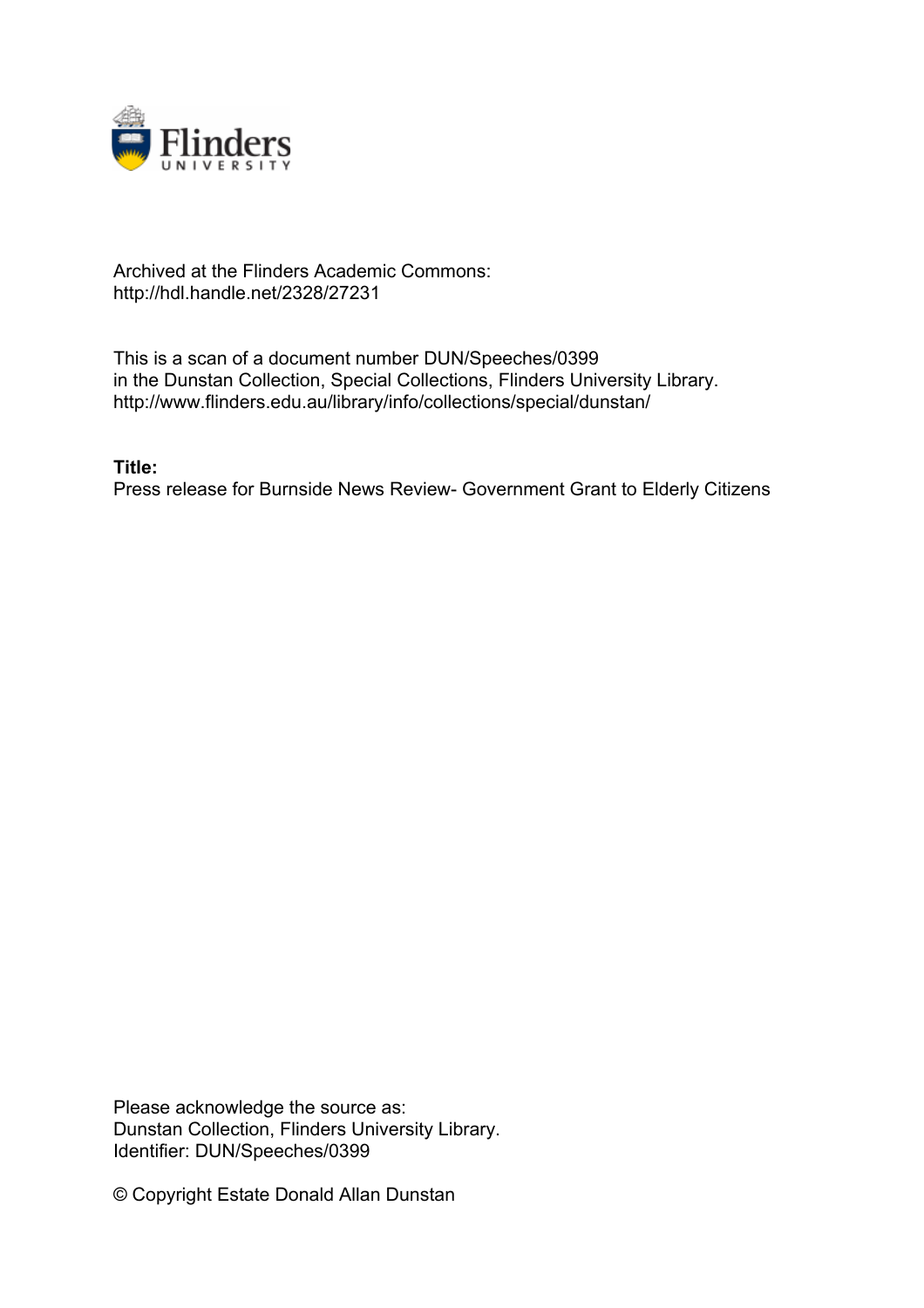Archived at the Flinders Academic Commons:
http://hdl.handle.net/2328/27231

This is a scan of a document number DUN/Speeches/0399
in the Dunstan Collection, Special Collections, Flinders University Library.
http://www.flinders.edu.au/library/info/collections/special/dunstan/

**Title:**
Press release for Burnside News Review- Government Grant to Elderly Citizens

Please acknowledge the source as:
Dunstan Collection, Flinders University Library.
Identifier: DUN/Speeches/0399

© Copyright Estate Donald Allan Dunstan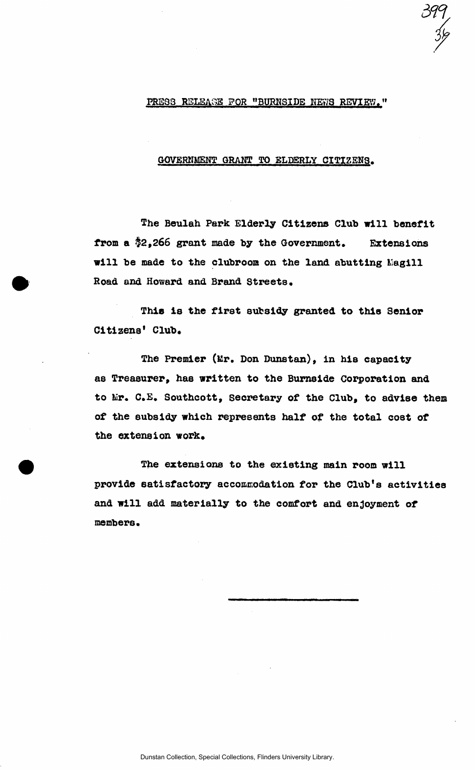PRESS RELEASE FOR "BURNSIDE NEWS REVIEW."

GOVERNMENT GRANT TO ELDERLY CITIZENS.

The Beulah Park Elderly Citizens Club will benefit from a $2,266 grant made by the Government. Extensions will be made to the clubroom on the land abutting Magill Road and Howard and Brand Streets.

This is the first subsidy granted to this Senior Citizens' Club.

The Premier (Mr. Don Dunstan), in his capacity as Treasurer, has written to the Burnside Corporation and to Mr. C.E. Southcott, Secretary of the Club, to advise them of the subsidy which represents half of the total cost of the extension work.

The extensions to the existing main room will provide satisfactory accommodation for the Club's activities and will add materially to the comfort and enjoyment of members.